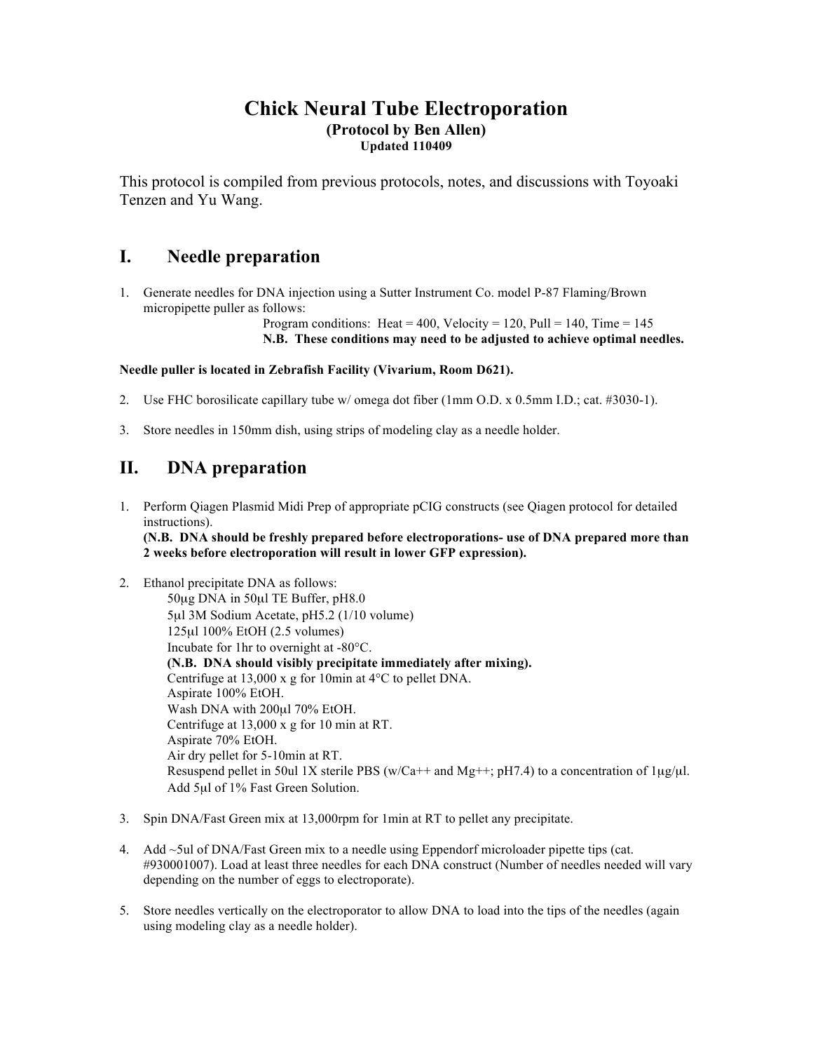# Chick Neural Tube Electroporation

**(Protocol by Ben Allen)**

**Updated 110409**

This protocol is compiled from previous protocols, notes, and discussions with Toyoaki Tenzen and Yu Wang.

## I. Needle preparation

1. Generate needles for DNA injection using a Sutter Instrument Co. model P-87 Flaming/Brown micropipette puller as follows:

   Program conditions: Heat = 400, Velocity = 120, Pull = 140, Time = 145

   **N.B. These conditions may need to be adjusted to achieve optimal needles.**

**Needle puller is located in Zebrafish Facility (Vivarium, Room D621).**

2. Use FHC borosilicate capillary tube w/ omega dot fiber (1mm O.D. x 0.5mm I.D.; cat. #3030-1).

3. Store needles in 150mm dish, using strips of modeling clay as a needle holder.

## II. DNA preparation

1. Perform Qiagen Plasmid Midi Prep of appropriate pCIG constructs (see Qiagen protocol for detailed instructions).
   **(N.B. DNA should be freshly prepared before electroporations- use of DNA prepared more than 2 weeks before electroporation will result in lower GFP expression).**

2. Ethanol precipitate DNA as follows:
   - 50μg DNA in 50μl TE Buffer, pH8.0
   - 5μl 3M Sodium Acetate, pH5.2 (1/10 volume)
   - 125μl 100% EtOH (2.5 volumes)
   - Incubate for 1hr to overnight at -80°C.
   - **(N.B. DNA should visibly precipitate immediately after mixing).**
   - Centrifuge at 13,000 x g for 10min at 4°C to pellet DNA.
   - Aspirate 100% EtOH.
   - Wash DNA with 200μl 70% EtOH.
   - Centrifuge at 13,000 x g for 10 min at RT.
   - Aspirate 70% EtOH.
   - Air dry pellet for 5-10min at RT.
   - Resuspend pellet in 50ul 1X sterile PBS (w/Ca++ and Mg++; pH7.4) to a concentration of 1μg/μl.
   - Add 5μl of 1% Fast Green Solution.

3. Spin DNA/Fast Green mix at 13,000rpm for 1min at RT to pellet any precipitate.

4. Add ~5ul of DNA/Fast Green mix to a needle using Eppendorf microloader pipette tips (cat. #930001007). Load at least three needles for each DNA construct (Number of needles needed will vary depending on the number of eggs to electroporate).

5. Store needles vertically on the electroporator to allow DNA to load into the tips of the needles (again using modeling clay as a needle holder).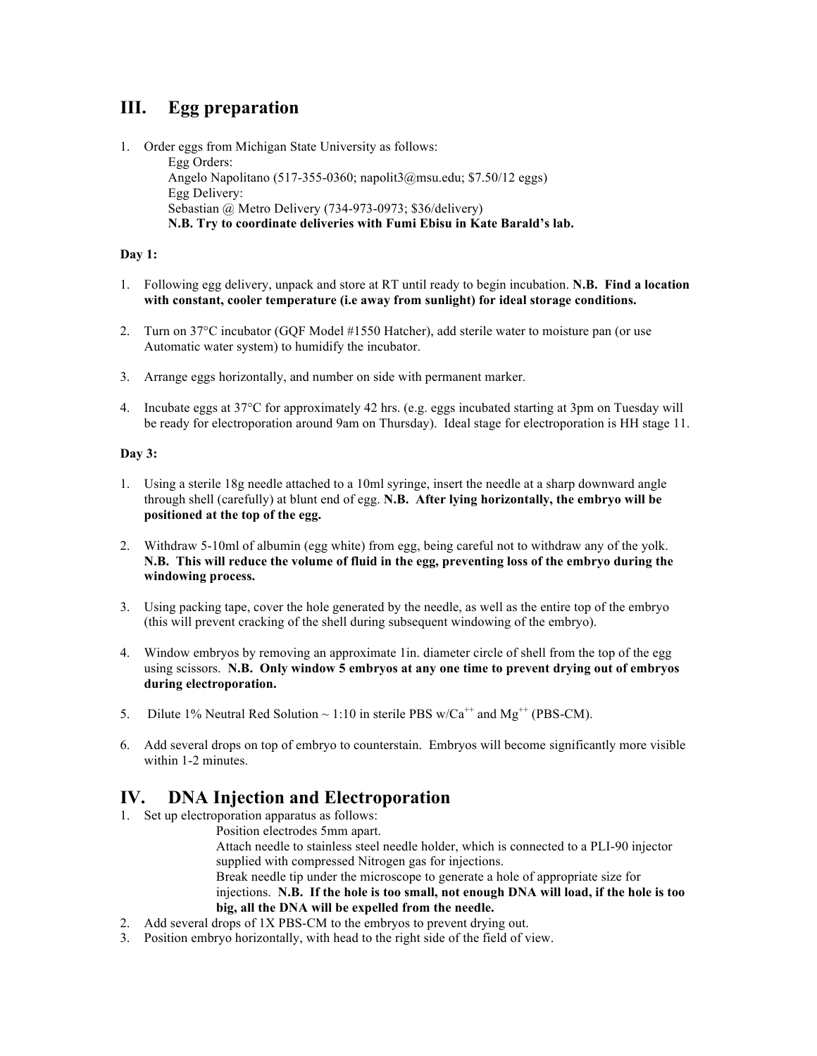## III. Egg preparation

1. Order eggs from Michigan State University as follows:
   Egg Orders:
   Angelo Napolitano (517-355-0360; napolit3@msu.edu; $7.50/12 eggs)
   Egg Delivery:
   Sebastian @ Metro Delivery (734-973-0973; $36/delivery)
   **N.B. Try to coordinate deliveries with Fumi Ebisu in Kate Barald's lab.**

**Day 1:**

1. Following egg delivery, unpack and store at RT until ready to begin incubation. **N.B. Find a location with constant, cooler temperature (i.e away from sunlight) for ideal storage conditions.**

2. Turn on 37°C incubator (GQF Model #1550 Hatcher), add sterile water to moisture pan (or use Automatic water system) to humidify the incubator.

3. Arrange eggs horizontally, and number on side with permanent marker.

4. Incubate eggs at 37°C for approximately 42 hrs. (e.g. eggs incubated starting at 3pm on Tuesday will be ready for electroporation around 9am on Thursday). Ideal stage for electroporation is HH stage 11.

**Day 3:**

1. Using a sterile 18g needle attached to a 10ml syringe, insert the needle at a sharp downward angle through shell (carefully) at blunt end of egg. **N.B. After lying horizontally, the embryo will be positioned at the top of the egg.**

2. Withdraw 5-10ml of albumin (egg white) from egg, being careful not to withdraw any of the yolk. **N.B. This will reduce the volume of fluid in the egg, preventing loss of the embryo during the windowing process.**

3. Using packing tape, cover the hole generated by the needle, as well as the entire top of the embryo (this will prevent cracking of the shell during subsequent windowing of the embryo).

4. Window embryos by removing an approximate 1in. diameter circle of shell from the top of the egg using scissors. **N.B. Only window 5 embryos at any one time to prevent drying out of embryos during electroporation.**

5. Dilute 1% Neutral Red Solution ~ 1:10 in sterile PBS w/$Ca^{++}$ and $Mg^{++}$ (PBS-CM).

6. Add several drops on top of embryo to counterstain. Embryos will become significantly more visible within 1-2 minutes.

## IV. DNA Injection and Electroporation

1. Set up electroporation apparatus as follows:
   Position electrodes 5mm apart.
   Attach needle to stainless steel needle holder, which is connected to a PLI-90 injector supplied with compressed Nitrogen gas for injections.
   Break needle tip under the microscope to generate a hole of appropriate size for injections. **N.B. If the hole is too small, not enough DNA will load, if the hole is too big, all the DNA will be expelled from the needle.**
2. Add several drops of 1X PBS-CM to the embryos to prevent drying out.
3. Position embryo horizontally, with head to the right side of the field of view.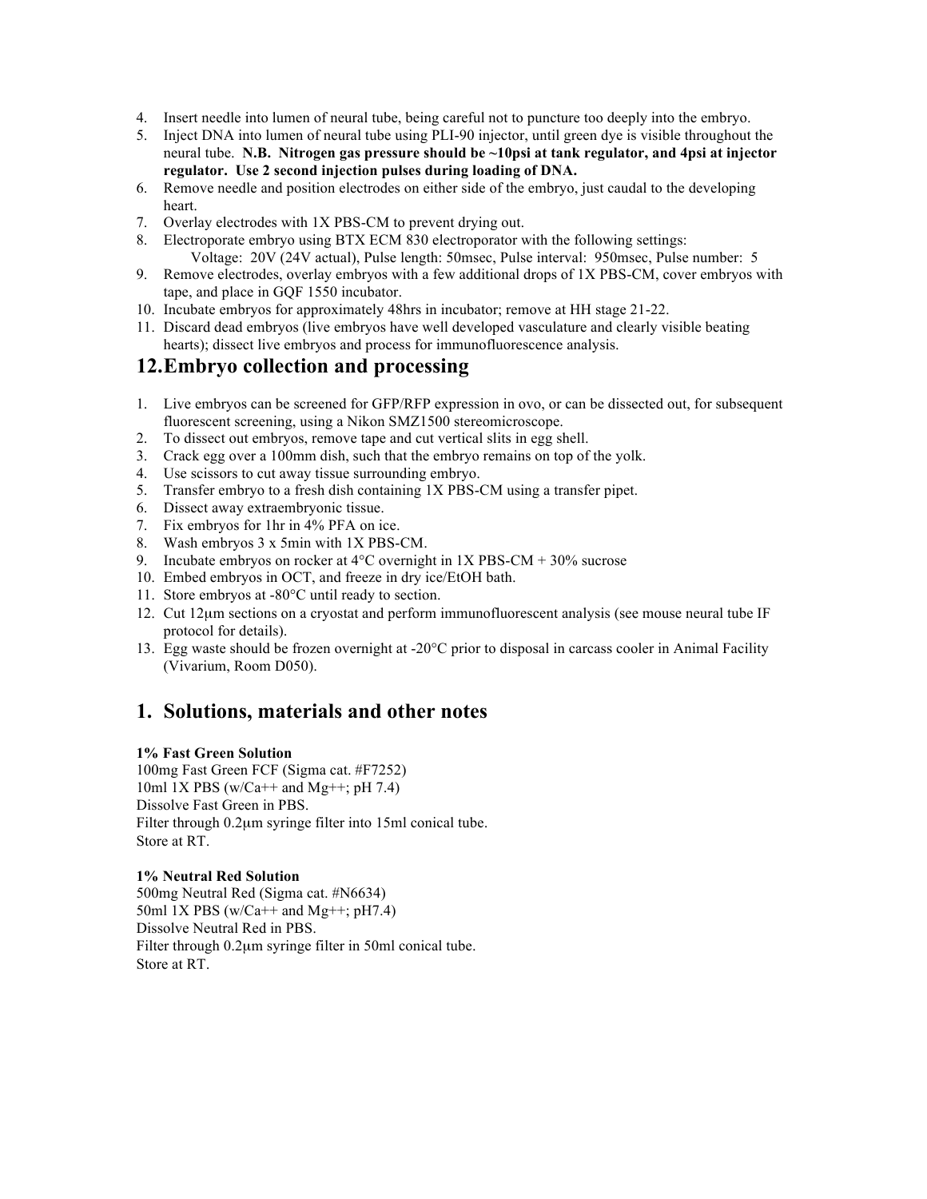4. Insert needle into lumen of neural tube, being careful not to puncture too deeply into the embryo.
5. Inject DNA into lumen of neural tube using PLI-90 injector, until green dye is visible throughout the neural tube. **N.B. Nitrogen gas pressure should be ~10psi at tank regulator, and 4psi at injector regulator. Use 2 second injection pulses during loading of DNA.**
6. Remove needle and position electrodes on either side of the embryo, just caudal to the developing heart.
7. Overlay electrodes with 1X PBS-CM to prevent drying out.
8. Electroporate embryo using BTX ECM 830 electroporator with the following settings:
   Voltage: 20V (24V actual), Pulse length: 50msec, Pulse interval: 950msec, Pulse number: 5
9. Remove electrodes, overlay embryos with a few additional drops of 1X PBS-CM, cover embryos with tape, and place in GQF 1550 incubator.
10. Incubate embryos for approximately 48hrs in incubator; remove at HH stage 21-22.
11. Discard dead embryos (live embryos have well developed vasculature and clearly visible beating hearts); dissect live embryos and process for immunofluorescence analysis.

## 12. Embryo collection and processing

1. Live embryos can be screened for GFP/RFP expression in ovo, or can be dissected out, for subsequent fluorescent screening, using a Nikon SMZ1500 stereomicroscope.
2. To dissect out embryos, remove tape and cut vertical slits in egg shell.
3. Crack egg over a 100mm dish, such that the embryo remains on top of the yolk.
4. Use scissors to cut away tissue surrounding embryo.
5. Transfer embryo to a fresh dish containing 1X PBS-CM using a transfer pipet.
6. Dissect away extraembryonic tissue.
7. Fix embryos for 1hr in 4% PFA on ice.
8. Wash embryos 3 x 5min with 1X PBS-CM.
9. Incubate embryos on rocker at 4°C overnight in 1X PBS-CM + 30% sucrose
10. Embed embryos in OCT, and freeze in dry ice/EtOH bath.
11. Store embryos at -80°C until ready to section.
12. Cut 12μm sections on a cryostat and perform immunofluorescent analysis (see mouse neural tube IF protocol for details).
13. Egg waste should be frozen overnight at -20°C prior to disposal in carcass cooler in Animal Facility (Vivarium, Room D050).

## 1. Solutions, materials and other notes

**1% Fast Green Solution**
100mg Fast Green FCF (Sigma cat. #F7252)
10ml 1X PBS (w/Ca++ and Mg++; pH 7.4)
Dissolve Fast Green in PBS.
Filter through 0.2μm syringe filter into 15ml conical tube.
Store at RT.

**1% Neutral Red Solution**
500mg Neutral Red (Sigma cat. #N6634)
50ml 1X PBS (w/Ca++ and Mg++; pH7.4)
Dissolve Neutral Red in PBS.
Filter through 0.2μm syringe filter in 50ml conical tube.
Store at RT.